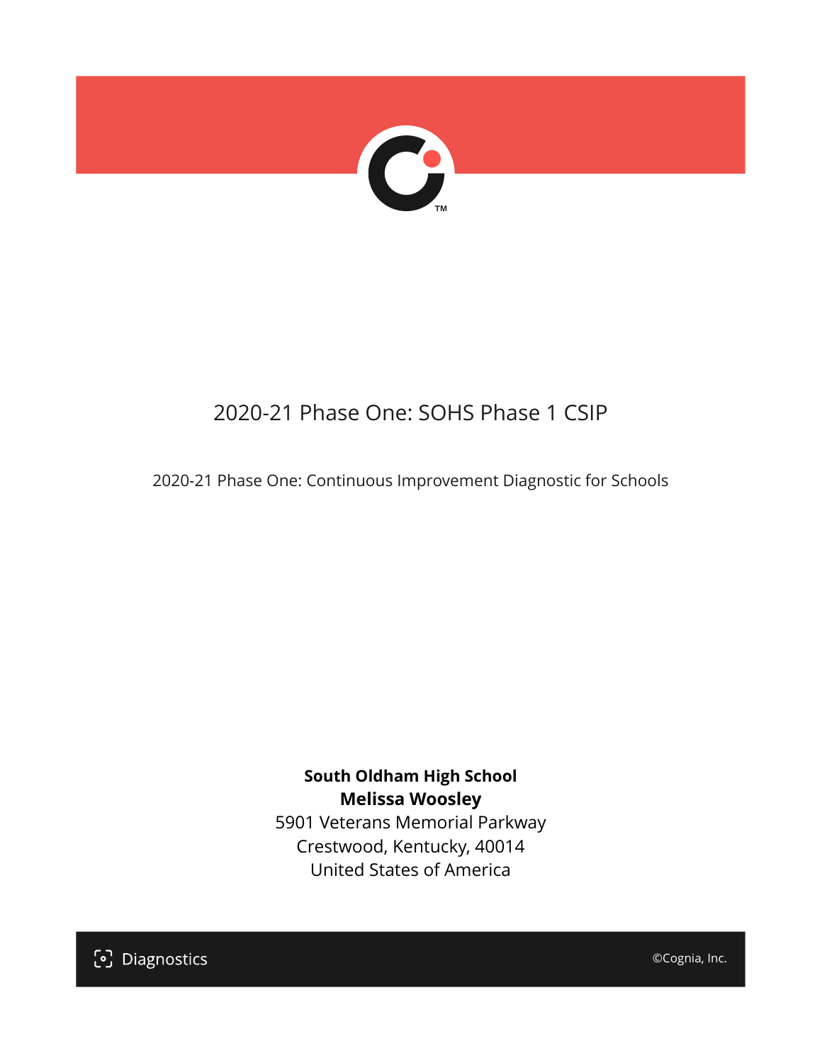# 2020-21 Phase One: SOHS Phase 1 CSIP

2020-21 Phase One: Continuous Improvement Diagnostic for Schools

**South Oldham High School**
**Melissa Woosley**
5901 Veterans Memorial Parkway
Crestwood, Kentucky, 40014
United States of America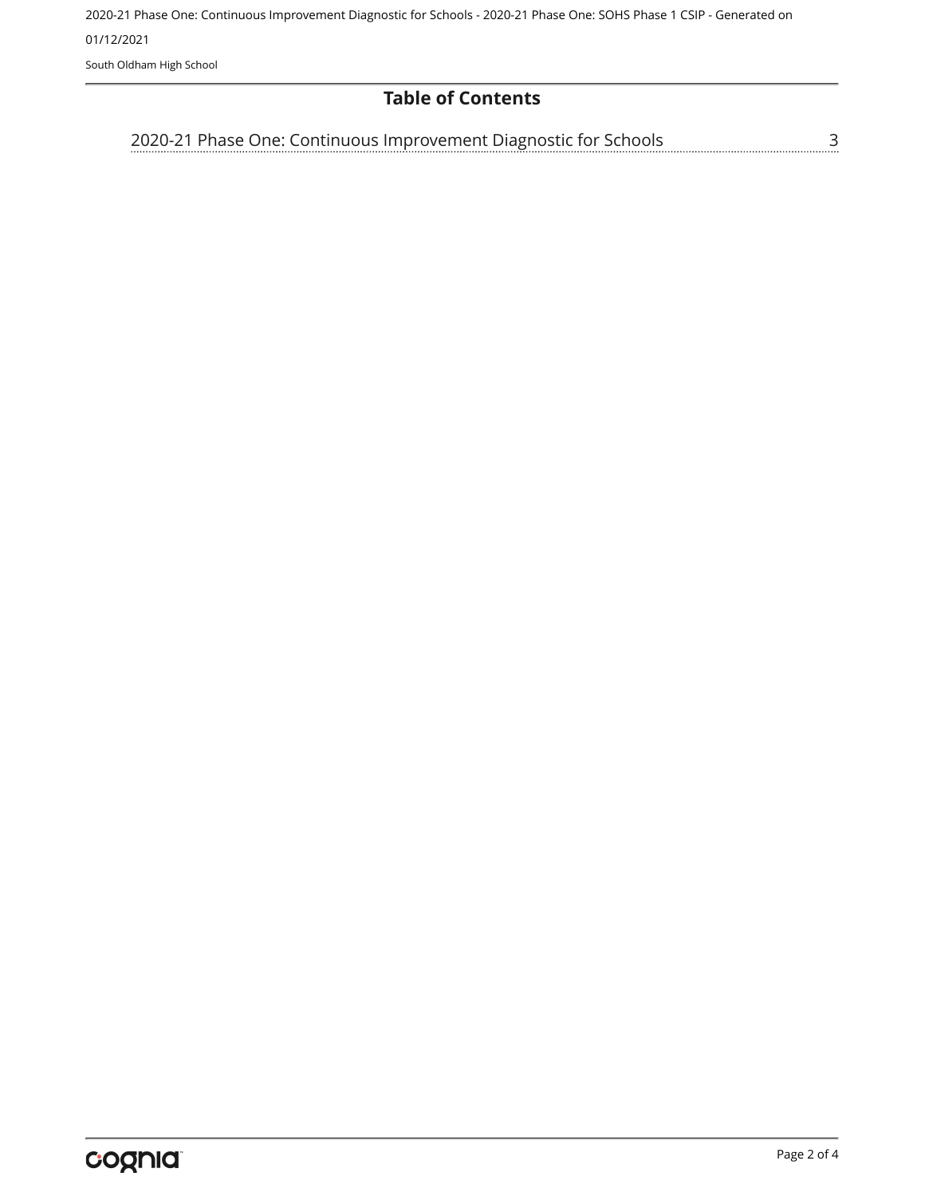# Table of Contents

2020-21 Phase One: Continuous Improvement Diagnostic for Schools ........ 3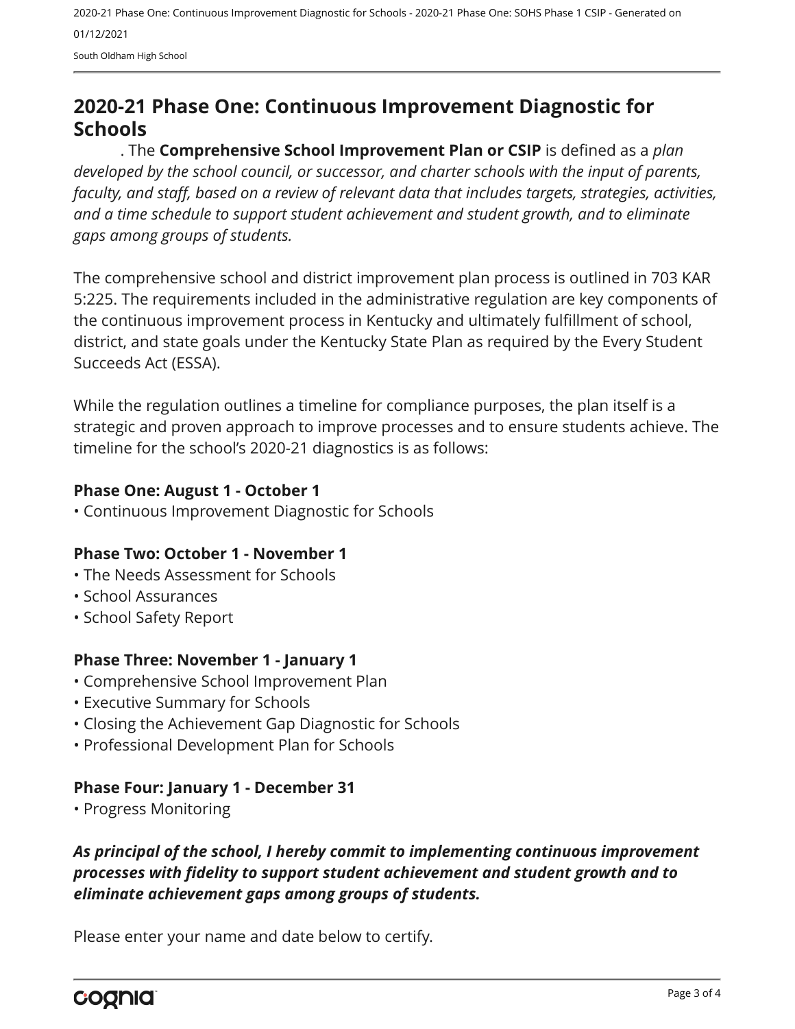## 2020-21 Phase One: Continuous Improvement Diagnostic for Schools

. The **Comprehensive School Improvement Plan or CSIP** is defined as a *plan developed by the school council, or successor, and charter schools with the input of parents, faculty, and staff, based on a review of relevant data that includes targets, strategies, activities, and a time schedule to support student achievement and student growth, and to eliminate gaps among groups of students.*

The comprehensive school and district improvement plan process is outlined in 703 KAR 5:225. The requirements included in the administrative regulation are key components of the continuous improvement process in Kentucky and ultimately fulfillment of school, district, and state goals under the Kentucky State Plan as required by the Every Student Succeeds Act (ESSA).

While the regulation outlines a timeline for compliance purposes, the plan itself is a strategic and proven approach to improve processes and to ensure students achieve. The timeline for the school's 2020-21 diagnostics is as follows:

**Phase One: August 1 - October 1**

- Continuous Improvement Diagnostic for Schools

**Phase Two: October 1 - November 1**

- The Needs Assessment for Schools
- School Assurances
- School Safety Report

**Phase Three: November 1 - January 1**

- Comprehensive School Improvement Plan
- Executive Summary for Schools
- Closing the Achievement Gap Diagnostic for Schools
- Professional Development Plan for Schools

**Phase Four: January 1 - December 31**

- Progress Monitoring

***As principal of the school, I hereby commit to implementing continuous improvement processes with fidelity to support student achievement and student growth and to eliminate achievement gaps among groups of students.***

Please enter your name and date below to certify.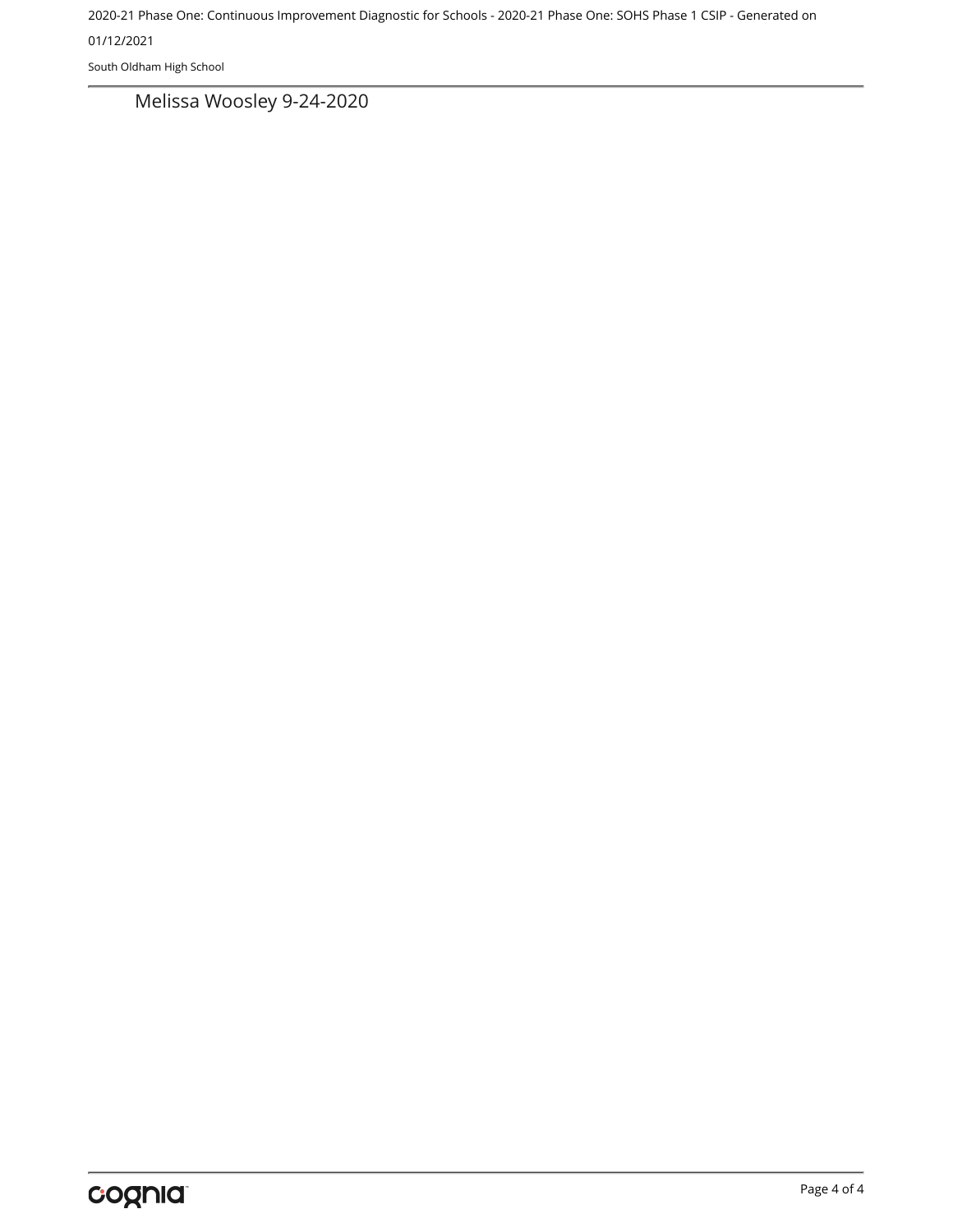Melissa Woosley 9-24-2020